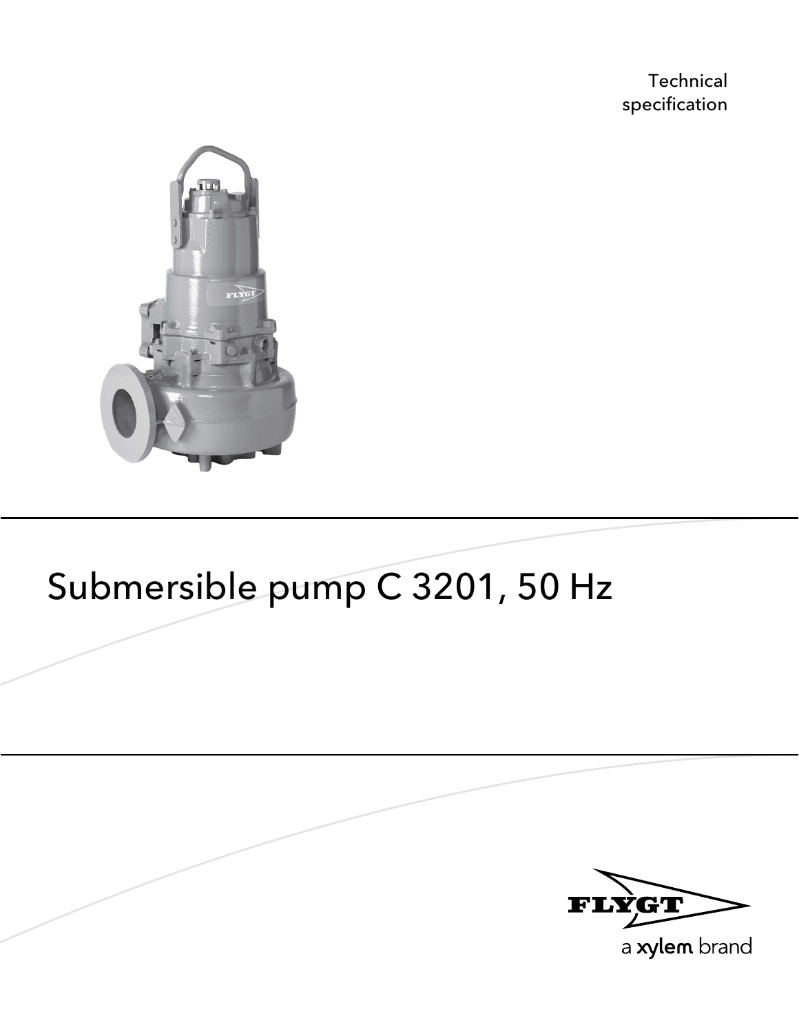Technical specification

# Submersible pump C 3201, 50 Hz

FLYGT

a xylem brand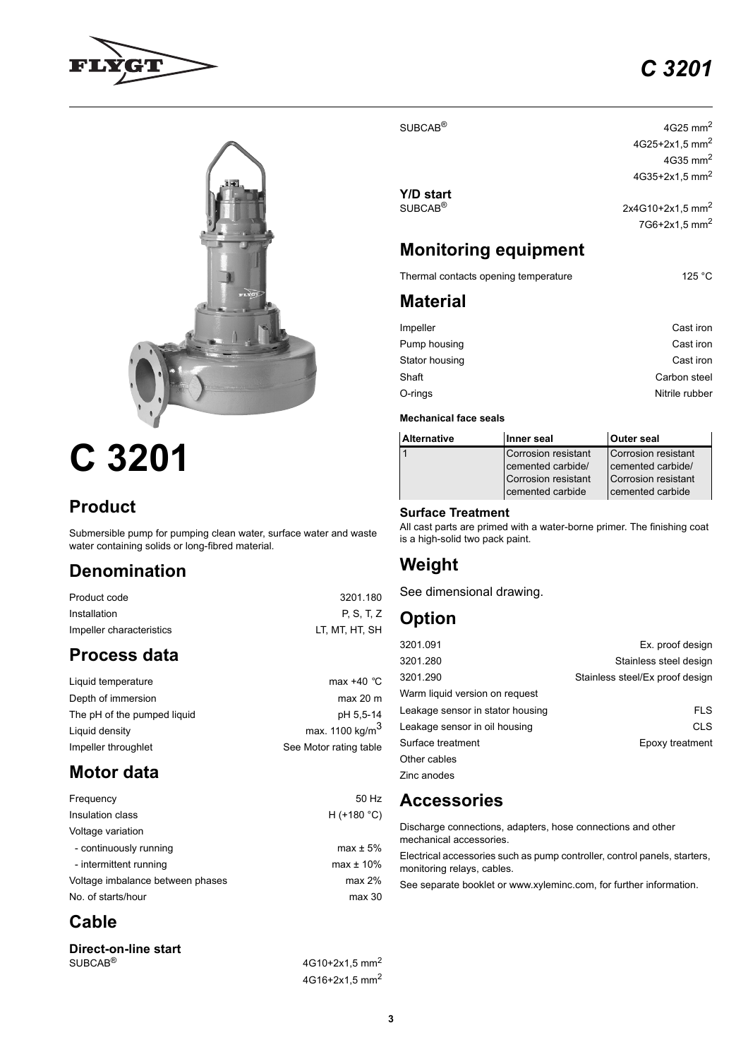# C 3201

## Product

Submersible pump for pumping clean water, surface water and waste water containing solids or long-fibred material.

## Denomination

| | |
|---|---|
| Product code | 3201.180 |
| Installation | P, S, T, Z |
| Impeller characteristics | LT, MT, HT, SH |

## Process data

| | |
|---|---|
| Liquid temperature | max +40 ℃ |
| Depth of immersion | max 20 m |
| The pH of the pumped liquid | pH 5,5-14 |
| Liquid density | max. 1100 kg/m$^3$ |
| Impeller throughlet | See Motor rating table |

## Motor data

| | |
|---|---|
| Frequency | 50 Hz |
| Insulation class | H (+180 °C) |
| Voltage variation | |
| - continuously running | max ± 5% |
| - intermittent running | max ± 10% |
| Voltage imbalance between phases | max 2% |
| No. of starts/hour | max 30 |

## Cable

### Direct-on-line start

| | |
|---|---|
| SUBCAB® | 4G10+2x1,5 mm$^2$ |
| | 4G16+2x1,5 mm$^2$ |
| SUBCAB® | 4G25 mm$^2$ |
| | 4G25+2x1,5 mm$^2$ |
| | 4G35 mm$^2$ |
| | 4G35+2x1,5 mm$^2$ |

### Y/D start

| | |
|---|---|
| SUBCAB® | 2x4G10+2x1,5 mm$^2$ |
| | 7G6+2x1,5 mm$^2$ |

## Monitoring equipment

| | |
|---|---|
| Thermal contacts opening temperature | 125 °C |

## Material

| | |
|---|---|
| Impeller | Cast iron |
| Pump housing | Cast iron |
| Stator housing | Cast iron |
| Shaft | Carbon steel |
| O-rings | Nitrile rubber |

#### Mechanical face seals

| Alternative | Inner seal | Outer seal |
|---|---|---|
| 1 | Corrosion resistant cemented carbide/ Corrosion resistant cemented carbide | Corrosion resistant cemented carbide/ Corrosion resistant cemented carbide |

### Surface Treatment

All cast parts are primed with a water-borne primer. The finishing coat is a high-solid two pack paint.

## Weight

See dimensional drawing.

## Option

| | |
|---|---|
| 3201.091 | Ex. proof design |
| 3201.280 | Stainless steel design |
| 3201.290 | Stainless steel/Ex proof design |
| Warm liquid version on request | |
| Leakage sensor in stator housing | FLS |
| Leakage sensor in oil housing | CLS |
| Surface treatment | Epoxy treatment |
| Other cables | |
| Zinc anodes | |

## Accessories

Discharge connections, adapters, hose connections and other mechanical accessories.

Electrical accessories such as pump controller, control panels, starters, monitoring relays, cables.

See separate booklet or www.xyleminc.com, for further information.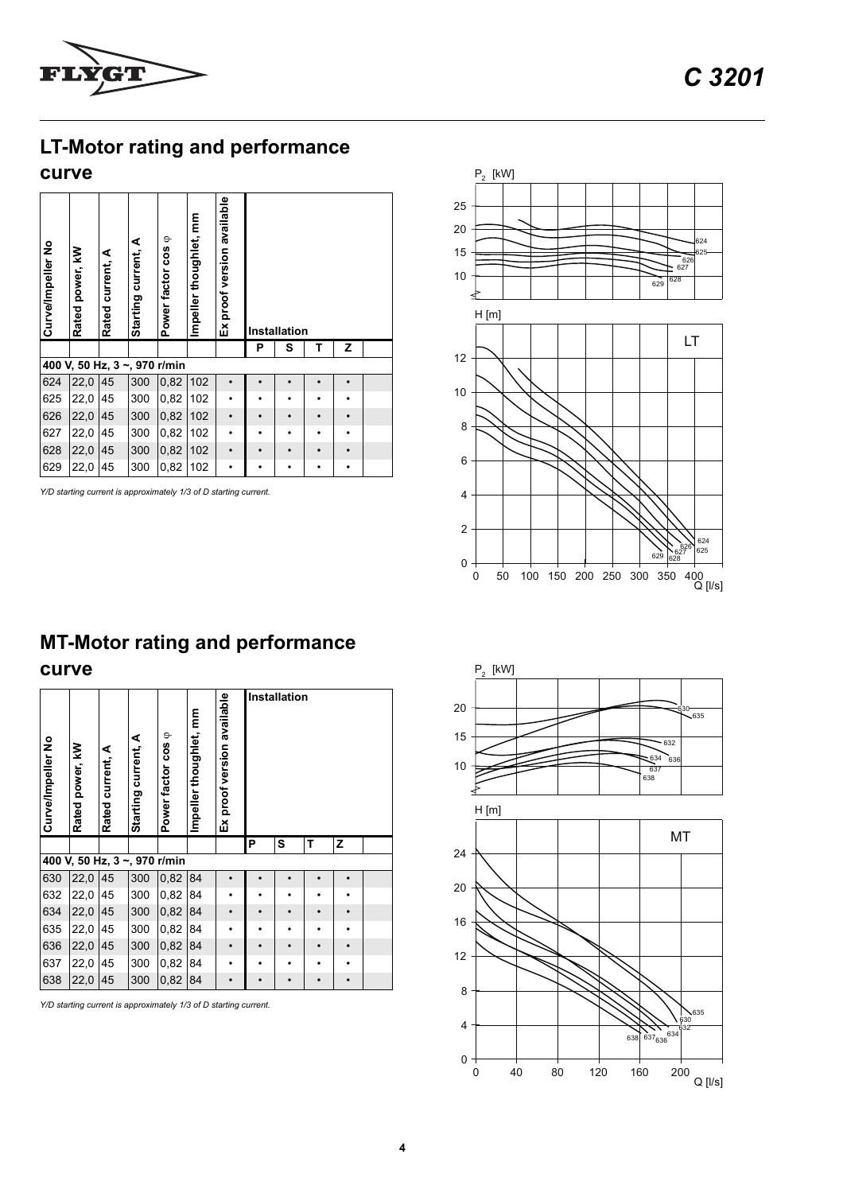## LT-Motor rating and performance curve

| Curve/Impeller No | Rated power, kW | Rated current, A | Starting current, A | Power factor cos φ | Impeller thoughlet, mm | Ex proof version available | Installation | | | |
|---|---|---|---|---|---|---|---|---|---|---|
| | | | | | | | P | S | T | Z |
| **400 V, 50 Hz, 3 ~, 970 r/min** | | | | | | | | | | |
| 624 | 22,0 | 45 | 300 | 0,82 | 102 | • | • | • | • | • |
| 625 | 22,0 | 45 | 300 | 0,82 | 102 | • | • | • | • | • |
| 626 | 22,0 | 45 | 300 | 0,82 | 102 | • | • | • | • | • |
| 627 | 22,0 | 45 | 300 | 0,82 | 102 | • | • | • | • | • |
| 628 | 22,0 | 45 | 300 | 0,82 | 102 | • | • | • | • | • |
| 629 | 22,0 | 45 | 300 | 0,82 | 102 | • | • | • | • | • |

*Y/D starting current is approximately 1/3 of D starting current.*

## MT-Motor rating and performance curve

| Curve/Impeller No | Rated power, kW | Rated current, A | Starting current, A | Power factor cos φ | Impeller thoughlet, mm | Ex proof version available | Installation | | | |
|---|---|---|---|---|---|---|---|---|---|---|
| | | | | | | | P | S | T | Z |
| **400 V, 50 Hz, 3 ~, 970 r/min** | | | | | | | | | | |
| 630 | 22,0 | 45 | 300 | 0,82 | 84 | • | • | • | • | • |
| 632 | 22,0 | 45 | 300 | 0,82 | 84 | • | • | • | • | • |
| 634 | 22,0 | 45 | 300 | 0,82 | 84 | • | • | • | • | • |
| 635 | 22,0 | 45 | 300 | 0,82 | 84 | • | • | • | • | • |
| 636 | 22,0 | 45 | 300 | 0,82 | 84 | • | • | • | • | • |
| 637 | 22,0 | 45 | 300 | 0,82 | 84 | • | • | • | • | • |
| 638 | 22,0 | 45 | 300 | 0,82 | 84 | • | • | • | • | • |

*Y/D starting current is approximately 1/3 of D starting current.*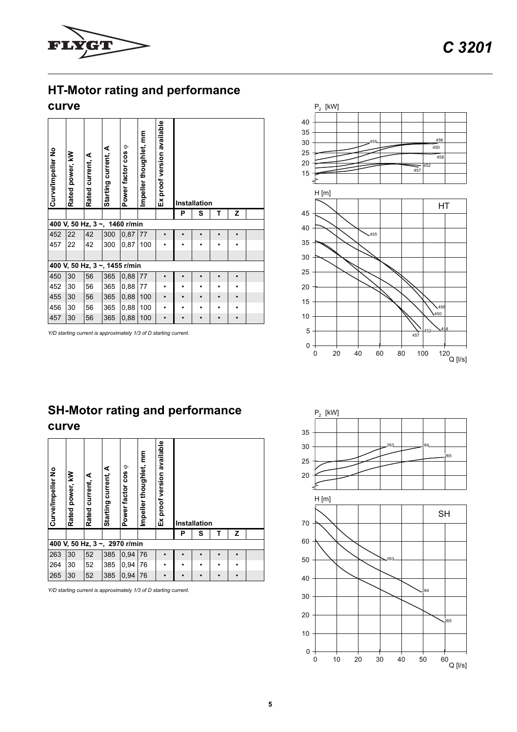## HT-Motor rating and performance curve

| Curve/Impeller No | Rated power, kW | Rated current, A | Starting current, A | Power factor cos φ | Impeller thoughlet, mm | Ex proof version available | Installation P | S | T | Z |
|---|---|---|---|---|---|---|---|---|---|---|
| **400 V, 50 Hz, 3 ~, 1460 r/min** | | | | | | | | | | |
| 452 | 22 | 42 | 300 | 0,87 | 77 | • | • | • | • | • |
| 457 | 22 | 42 | 300 | 0,87 | 100 | • | • | • | • | • |
| **400 V, 50 Hz, 3 ~, 1455 r/min** | | | | | | | | | | |
| 450 | 30 | 56 | 365 | 0,88 | 77 | • | • | • | • | • |
| 452 | 30 | 56 | 365 | 0,88 | 77 | • | • | • | • | • |
| 455 | 30 | 56 | 365 | 0,88 | 100 | • | • | • | • | • |
| 456 | 30 | 56 | 365 | 0,88 | 100 | • | • | • | • | • |
| 457 | 30 | 56 | 365 | 0,88 | 100 | • | • | • | • | • |

*Y/D starting current is approximately 1/3 of D starting current.*

## SH-Motor rating and performance curve

| Curve/Impeller No | Rated power, kW | Rated current, A | Starting current, A | Power factor cos φ | Impeller thoughlet, mm | Ex proof version available | Installation P | S | T | Z |
|---|---|---|---|---|---|---|---|---|---|---|
| **400 V, 50 Hz, 3 ~, 2970 r/min** | | | | | | | | | | |
| 263 | 30 | 52 | 385 | 0,94 | 76 | • | • | • | • | • |
| 264 | 30 | 52 | 385 | 0,94 | 76 | • | • | • | • | • |
| 265 | 30 | 52 | 385 | 0,94 | 76 | • | • | • | • | • |

*Y/D starting current is approximately 1/3 of D starting current.*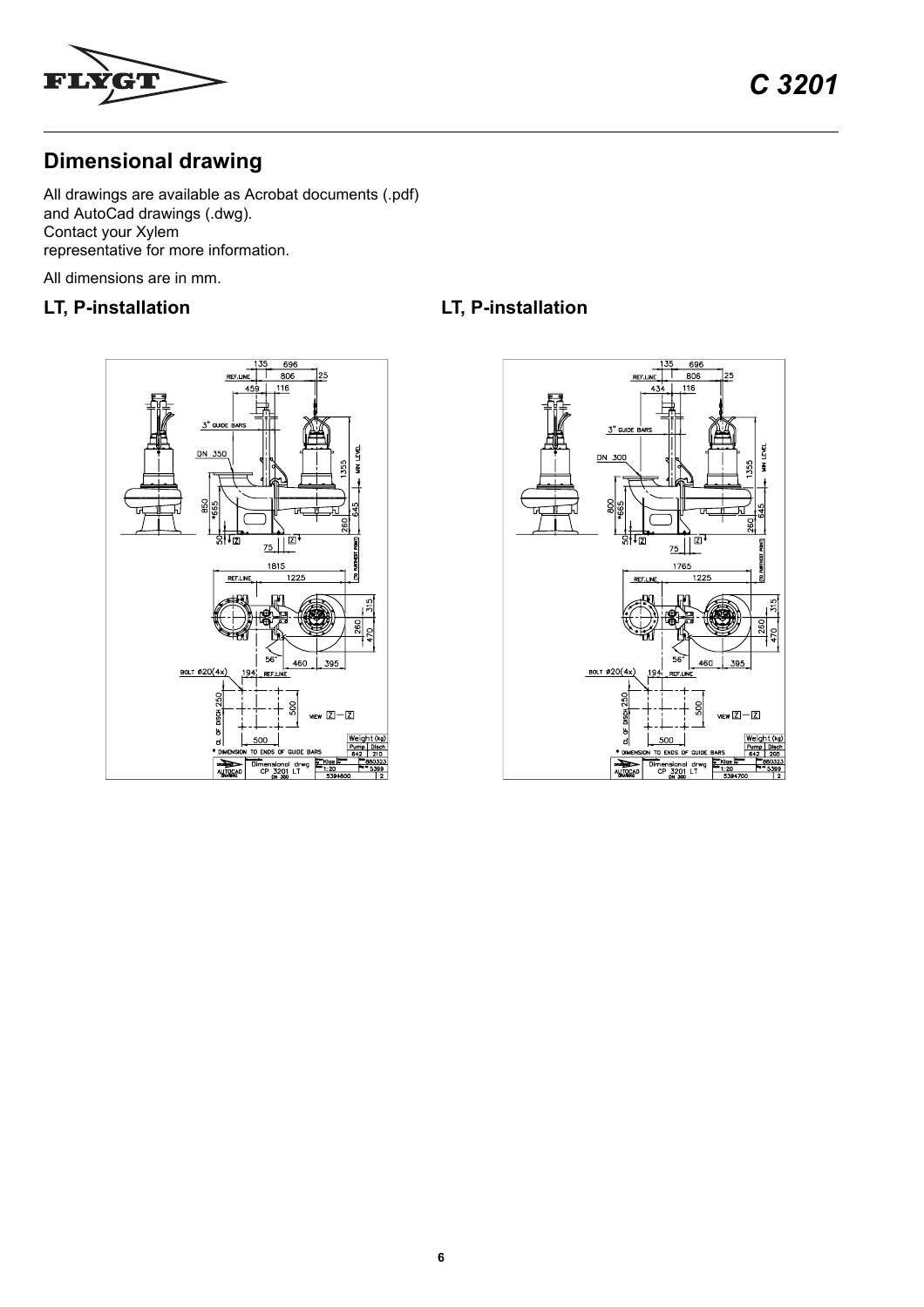## Dimensional drawing

All drawings are available as Acrobat documents (.pdf) and AutoCad drawings (.dwg). Contact your Xylem representative for more information.

All dimensions are in mm.

### LT, P-installation

### LT, P-installation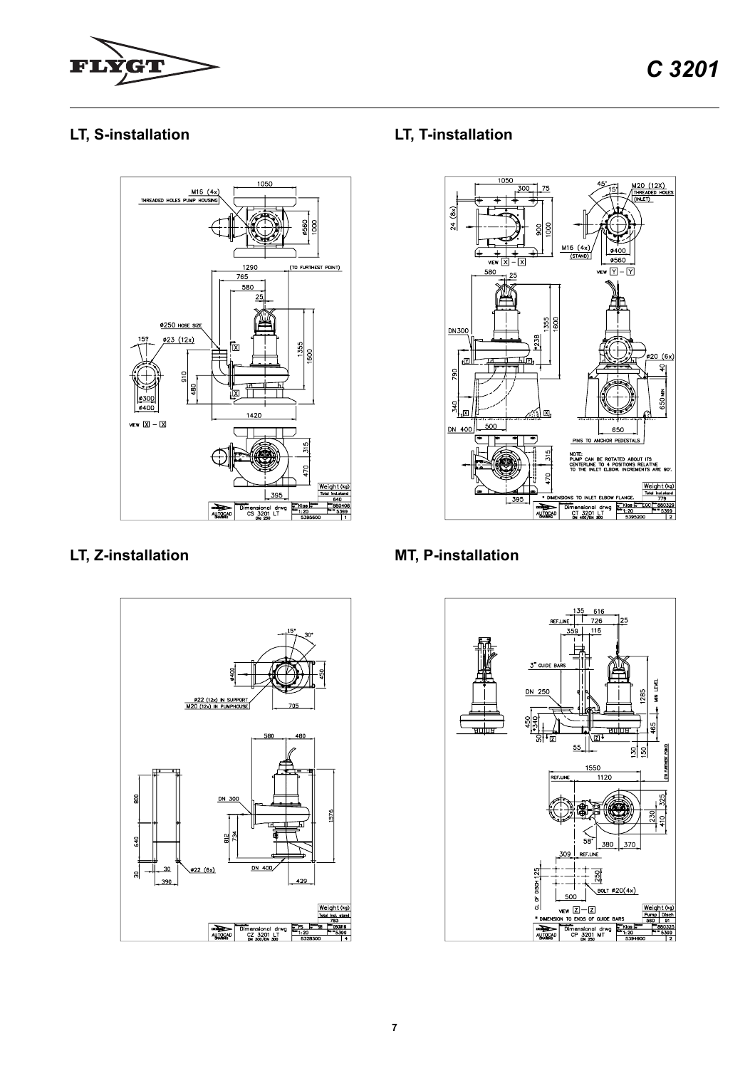## LT, S-installation

## LT, T-installation

## LT, Z-installation

## MT, P-installation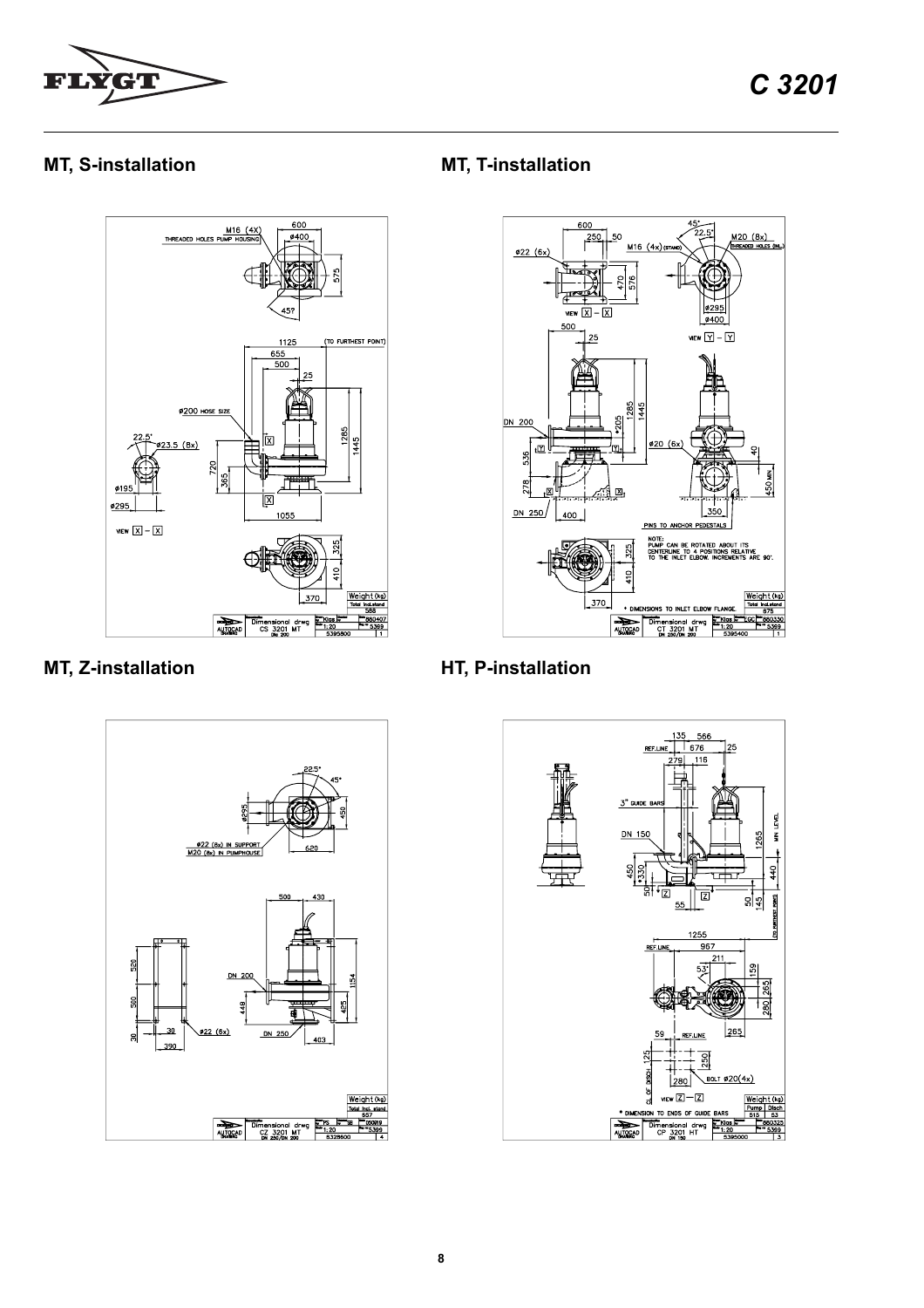## MT, S-installation

## MT, T-installation

## MT, Z-installation

## HT, P-installation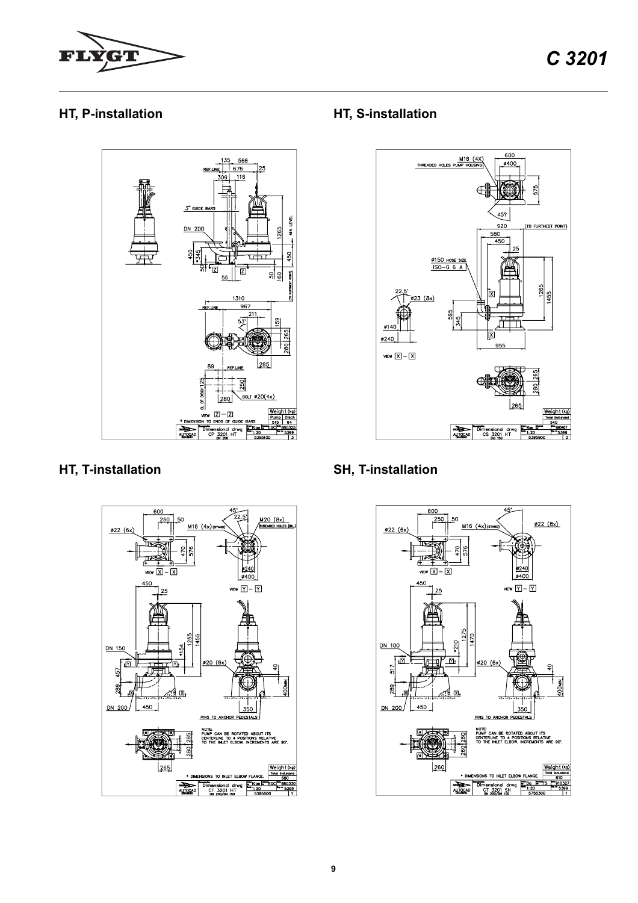## HT, P-installation

## HT, S-installation

## HT, T-installation

## SH, T-installation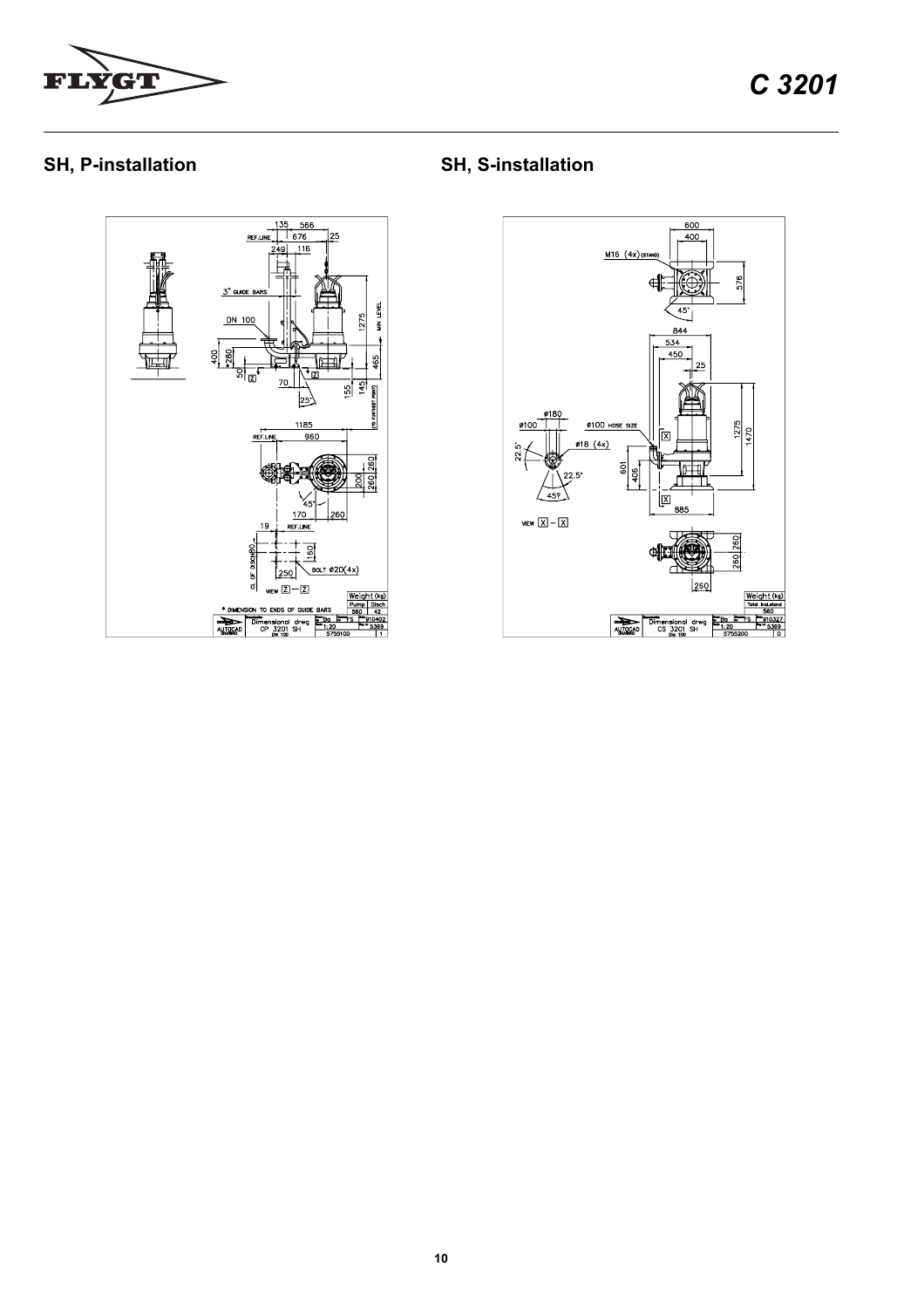## SH, P-installation

## SH, S-installation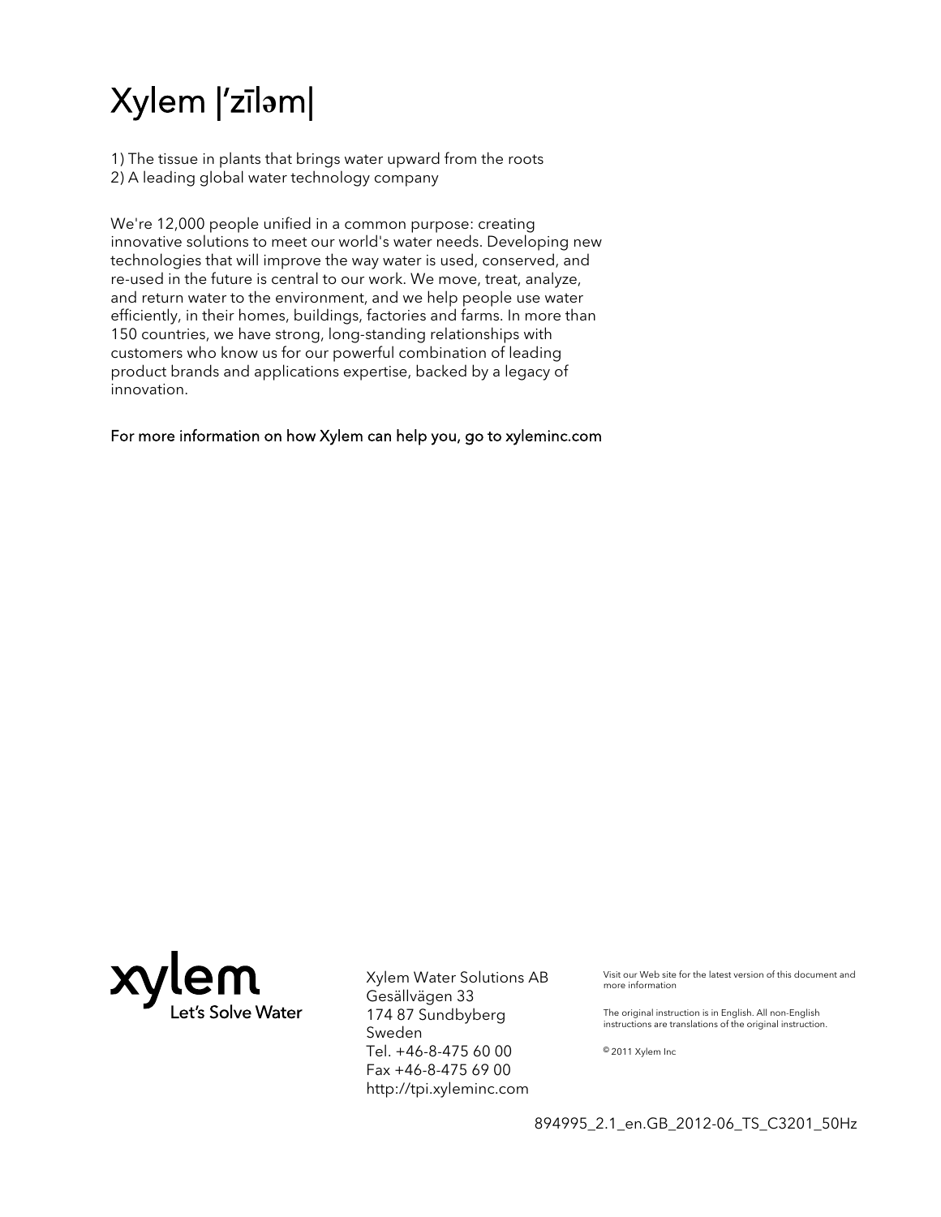# Xylem |'zīləm|

1) The tissue in plants that brings water upward from the roots
2) A leading global water technology company

We're 12,000 people unified in a common purpose: creating innovative solutions to meet our world's water needs. Developing new technologies that will improve the way water is used, conserved, and re-used in the future is central to our work. We move, treat, analyze, and return water to the environment, and we help people use water efficiently, in their homes, buildings, factories and farms. In more than 150 countries, we have strong, long-standing relationships with customers who know us for our powerful combination of leading product brands and applications expertise, backed by a legacy of innovation.

For more information on how Xylem can help you, go to xyleminc.com

xylem
Let's Solve Water

Xylem Water Solutions AB
Gesällvägen 33
174 87 Sundbyberg
Sweden
Tel. +46-8-475 60 00
Fax +46-8-475 69 00
http://tpi.xyleminc.com

Visit our Web site for the latest version of this document and more information

The original instruction is in English. All non-English instructions are translations of the original instruction.

© 2011 Xylem Inc

894995_2.1_en.GB_2012-06_TS_C3201_50Hz